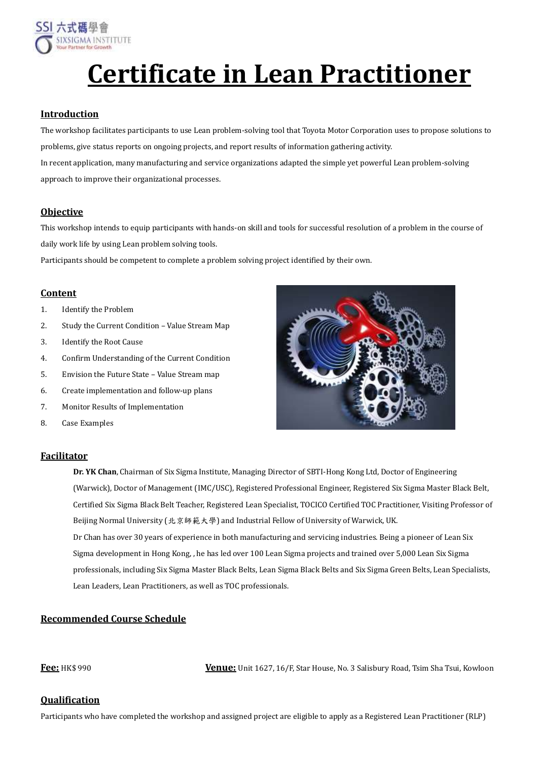# Certificate in Lean Practitioner

## Introduction

The workshop facilitates participants to use Lean problem-solving tool that Toyota Motor Corporation uses to propose solutions to problems, give status reports on ongoing projects, and report results of information gathering activity.

In recent application, many manufacturing and service organizations adapted the simple yet powerful Lean problem-solving approach to improve their organizational processes.

## Objective

This workshop intends to equip participants with hands-on skill and tools for successful resolution of a problem in the course of daily work life by using Lean problem solving tools.

Participants should be competent to complete a problem solving project identified by their own.

## Content

1. Identify the Problem
2. Study the Current Condition – Value Stream Map
3. Identify the Root Cause
4. Confirm Understanding of the Current Condition
5. Envision the Future State – Value Stream map
6. Create implementation and follow-up plans
7. Monitor Results of Implementation
8. Case Examples

## Facilitator

**Dr. YK Chan**, Chairman of Six Sigma Institute, Managing Director of SBTI-Hong Kong Ltd, Doctor of Engineering (Warwick), Doctor of Management (IMC/USC), Registered Professional Engineer, Registered Six Sigma Master Black Belt, Certified Six Sigma Black Belt Teacher, Registered Lean Specialist, TOCICO Certified TOC Practitioner, Visiting Professor of Beijing Normal University (北京師範大學) and Industrial Fellow of University of Warwick, UK.

Dr Chan has over 30 years of experience in both manufacturing and servicing industries. Being a pioneer of Lean Six Sigma development in Hong Kong, , he has led over 100 Lean Sigma projects and trained over 5,000 Lean Six Sigma professionals, including Six Sigma Master Black Belts, Lean Sigma Black Belts and Six Sigma Green Belts, Lean Specialists, Lean Leaders, Lean Practitioners, as well as TOC professionals.

## Recommended Course Schedule

**Fee:** HK$ 990

**Venue:** Unit 1627, 16/F, Star House, No. 3 Salisbury Road, Tsim Sha Tsui, Kowloon

## Qualification

Participants who have completed the workshop and assigned project are eligible to apply as a Registered Lean Practitioner (RLP)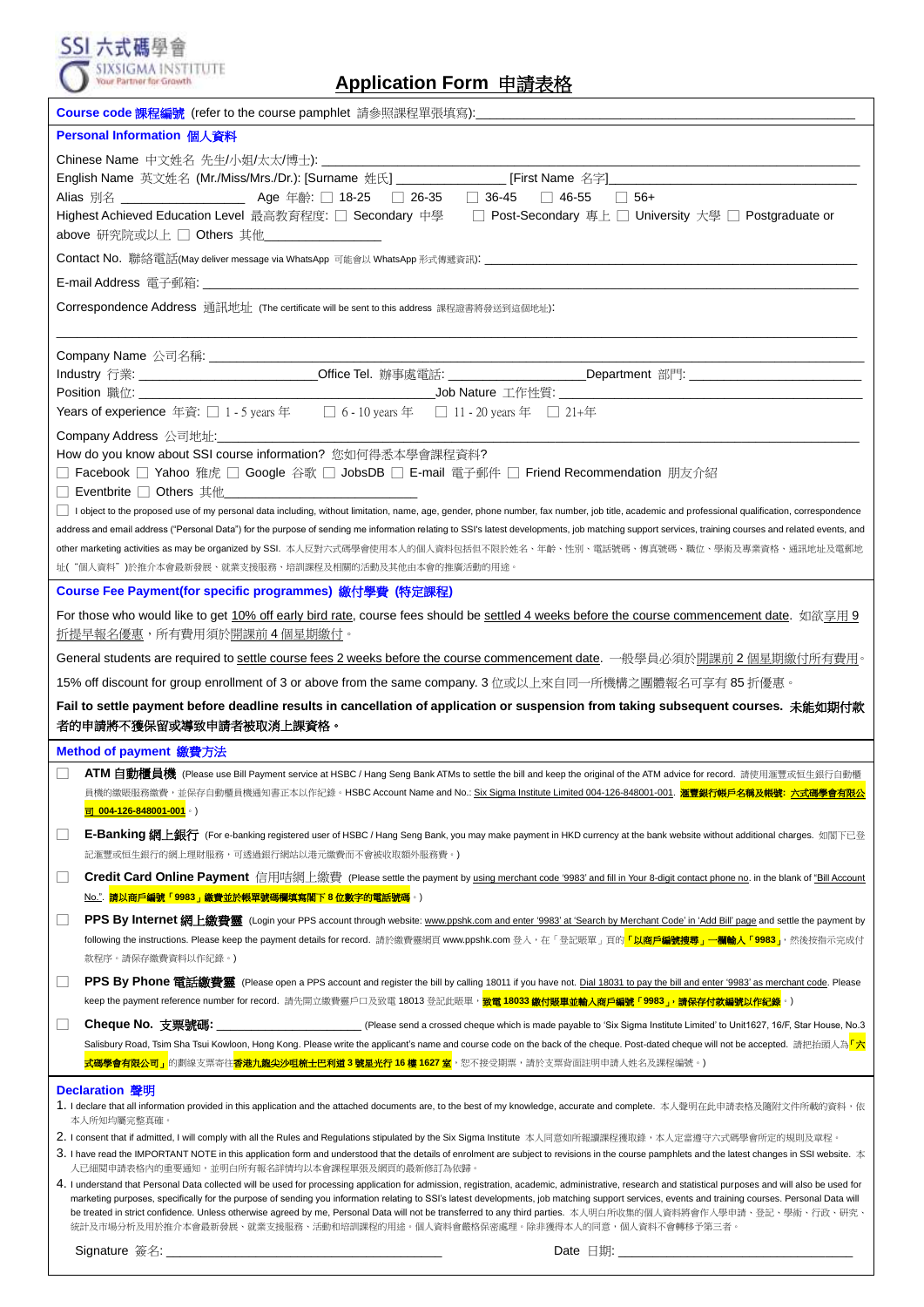SSI 六式碼學會
SIXSIGMA INSTITUTE
Your Partner for Growth

# Application Form 申請表格

**Course code 課程編號** (refer to the course pamphlet 請參照課程單張填寫):______________________________

**Personal Information 個人資料**

Chinese Name 中文姓名 先生/小姐/太太/博士): ______________________________

English Name 英文姓名 (Mr./Miss/Mrs./Dr.): [Surname 姓氏] ______________ [First Name 名字]______________

Alias 別名 ______________ Age 年齡: ☐ 18-25 ☐ 26-35 ☐ 36-45 ☐ 46-55 ☐ 56+

Highest Achieved Education Level 最高教育程度: ☐ Secondary 中學 ☐ Post-Secondary 專上 ☐ University 大學 ☐ Postgraduate or above 研究院或以上 ☐ Others 其他______________

Contact No. 聯絡電話(May deliver message via WhatsApp 可能會以 WhatsApp 形式傳遞資訊): ______________________________

E-mail Address 電子郵箱: ______________________________

Correspondence Address 通訊地址 (The certificate will be sent to this address 課程證書將發送到這個地址):

______________________________

Company Name 公司名稱: ______________________________

Industry 行業: ______________ Office Tel. 辦事處電話: ______________ Department 部門: ______________

Position 職位: ______________ Job Nature 工作性質: ______________

Years of experience 年資: ☐ 1 - 5 years 年 ☐ 6 - 10 years 年 ☐ 11 - 20 years 年 ☐ 21+年

Company Address 公司地址:______________________________

How do you know about SSI course information? 您如何得悉本學會課程資料?

☐ Facebook ☐ Yahoo 雅虎 ☐ Google 谷歌 ☐ JobsDB ☐ E-mail 電子郵件 ☐ Friend Recommendation 朋友介紹

☐ Eventbrite ☐ Others 其他______________

☐ I object to the proposed use of my personal data including, without limitation, name, age, gender, phone number, fax number, job title, academic and professional qualification, correspondence address and email address ("Personal Data") for the purpose of sending me information relating to SSI's latest developments, job matching support services, training courses and related events, and other marketing activities as may be organized by SSI. 本人反對六式碼學會使用本人的個人資料包括但不限於姓名、年齡、性別、電話號碼、傳真號碼、職位、學術及專業資格、通訊地址及電郵地址(“個人資料”)於推介本會最新發展、就業支援服務、培訓課程及相關的活動及其他由本會的推廣活動的用途。

**Course Fee Payment(for specific programmes) 繳付學費 (特定課程)**

For those who would like to get 10% off early bird rate, course fees should be settled 4 weeks before the course commencement date. 如欲享用 9 折提早報名優惠，所有費用須於開課前 4 個星期繳付。

General students are required to settle course fees 2 weeks before the course commencement date. 一般學員必須於開課前 2 個星期繳付所有費用。

15% off discount for group enrollment of 3 or above from the same company. 3 位或以上來自同一所機構之團體報名可享有 85 折優惠。

**Fail to settle payment before deadline results in cancellation of application or suspension from taking subsequent courses. 未能如期付款者的申請將不獲保留或導致申請者被取消上課資格。**

**Method of payment 繳費方法**

☐ **ATM 自動櫃員機** (Please use Bill Payment service at HSBC / Hang Seng Bank ATMs to settle the bill and keep the original of the ATM advice for record. 請使用滙豐或恒生銀行自動櫃員機的繳賬服務繳費，並保存自動櫃員機通知書正本以作紀錄。HSBC Account Name and No.: Six Sigma Institute Limited 004-126-848001-001. **滙豐銀行帳戶名稱及帳號: 六式碼學會有限公司 004-126-848001-001**。)

☐ **E-Banking 網上銀行** (For e-banking registered user of HSBC / Hang Seng Bank, you may make payment in HKD currency at the bank website without additional charges. 如閣下已登記滙豐或恒生銀行的網上理財服務，可透過銀行網站以港元繳費而不會被收取額外服務費。)

☐ **Credit Card Online Payment 信用咭網上繳費** (Please settle the payment by using merchant code '9983' and fill in Your 8-digit contact phone no. in the blank of "Bill Account No.". **請以商戶編號「9983」繳費並於帳單號碼欄填寫閣下 8 位數字的電話號碼**。)

☐ **PPS By Internet 網上繳費靈** (Login your PPS account through website: www.ppshk.com and enter '9983' at 'Search by Merchant Code' in 'Add Bill' page and settle the payment by following the instructions. Please keep the payment details for record. 請於繳費靈網頁 www.ppshk.com 登入，在「登記賬單」頁的**「以商戶編號搜尋」一欄輸入「9983」**，然後按指示完成付款程序。請保存繳費資料以作紀錄。)

☐ **PPS By Phone 電話繳費靈** (Please open a PPS account and register the bill by calling 18011 if you have not. Dial 18031 to pay the bill and enter '9983' as merchant code. Please keep the payment reference number for record. 請先開立繳費靈戶口及致電 18013 登記此賬單，**致電 18033 繳付賬單並輸入商戶編號「9983」，請保存付款編號以作紀錄**。)

☐ **Cheque No. 支票號碼:** ______________ (Please send a crossed cheque which is made payable to 'Six Sigma Institute Limited' to Unit1627, 16/F, Star House, No.3 Salisbury Road, Tsim Sha Tsui Kowloon, Hong Kong. Please write the applicant's name and course code on the back of the cheque. Post-dated cheque will not be accepted. 請把抬頭人為**「六式碼學會有限公司」**的劃線支票寄往**香港九龍尖沙咀梳士巴利道 3 號星光行 16 樓 1627 室**，恕不接受期票，請於支票背面註明申請人姓名及課程編號。)

**Declaration 聲明**

1. I declare that all information provided in this application and the attached documents are, to the best of my knowledge, accurate and complete. 本人聲明在此申請表格及隨附文件所載的資料，依本人所知均屬完整真確。
2. I consent that if admitted, I will comply with all the Rules and Regulations stipulated by the Six Sigma Institute 本人同意如所報讀課程獲取錄，本人定當遵守六式碼學會所定的規則及章程。
3. I have read the IMPORTANT NOTE in this application form and understood that the details of enrolment are subject to revisions in the course pamphlets and the latest changes in SSI website. 本人已細閱申請表格內的重要通知，並明白所有報名詳情均以本會課程單張及網頁的最新修訂為依歸。
4. I understand that Personal Data collected will be used for processing application for admission, registration, academic, administrative, research and statistical purposes and will also be used for marketing purposes, specifically for the purpose of sending you information relating to SSI's latest developments, job matching support services, events and training courses. Personal Data will be treated in strict confidence. Unless otherwise agreed by me, Personal Data will not be transferred to any third parties. 本人明白所收集的個人資料將會作入學申請、登記、學術、行政、研究、統計及市場分析及用於推介本會最新發展、就業支援服務、活動和培訓課程的用途。個人資料會嚴格保密處理。除非獲得本人的同意，個人資料不會轉移予第三者。

Signature 簽名: ______________________________ Date 日期: ______________________________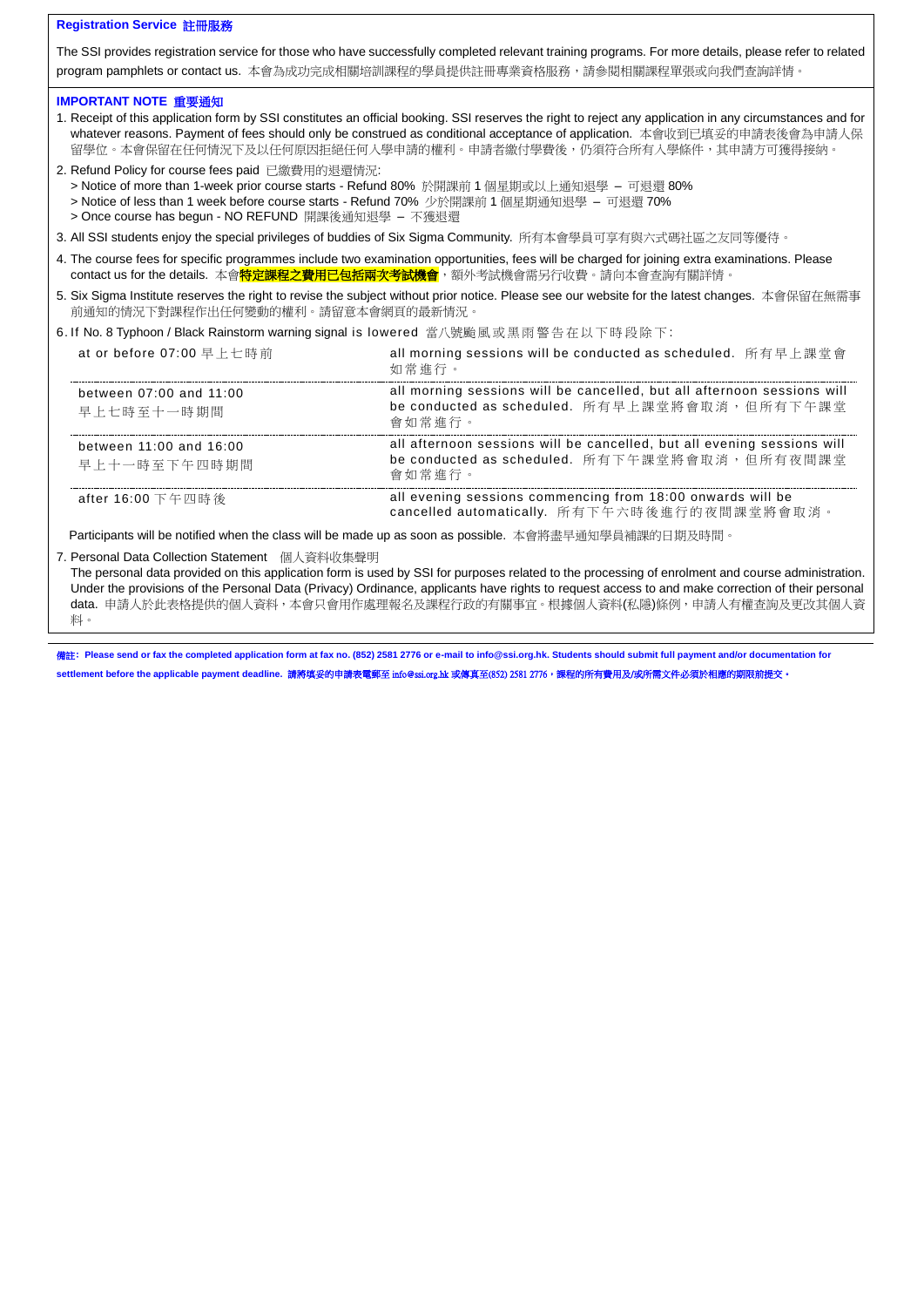**Registration Service 註冊服務**

The SSI provides registration service for those who have successfully completed relevant training programs. For more details, please refer to related program pamphlets or contact us. 本會為成功完成相關培訓課程的學員提供註冊專業資格服務，請參閱相關課程單張或向我們查詢詳情。

**IMPORTANT NOTE 重要通知**

1. Receipt of this application form by SSI constitutes an official booking. SSI reserves the right to reject any application in any circumstances and for whatever reasons. Payment of fees should only be construed as conditional acceptance of application. 本會收到已填妥的申請表後會為申請人保留學位。本會保留在任何情況下及以任何原因拒絕任何入學申請的權利。申請者繳付學費後，仍須符合所有入學條件，其申請方可獲得接納。
2. Refund Policy for course fees paid 已繳費用的退還情況:
   > Notice of more than 1-week prior course starts - Refund 80% 於開課前 1 個星期或以上通知退學 – 可退還 80%
   > Notice of less than 1 week before course starts - Refund 70% 少於開課前 1 個星期通知退學 – 可退還 70%
   > Once course has begun - NO REFUND 開課後通知退學 – 不獲退還
3. All SSI students enjoy the special privileges of buddies of Six Sigma Community. 所有本會學員可享有與六式碼社區之友同等優待。
4. The course fees for specific programmes include two examination opportunities, fees will be charged for joining extra examinations. Please contact us for the details. 本會**特定課程之費用已包括兩次考試機會**，額外考試機會需另行收費。請向本會查詢有關詳情。
5. Six Sigma Institute reserves the right to revise the subject without prior notice. Please see our website for the latest changes. 本會保留在無需事前通知的情況下對課程作出任何變動的權利。請留意本會網頁的最新情況。
6. If No. 8 Typhoon / Black Rainstorm warning signal is lowered 當八號颱風或黑雨警告在以下時段除下:

| | |
|---|---|
| at or before 07:00 早上七時前 | all morning sessions will be conducted as scheduled. 所有早上課堂會如常進行。 |
| between 07:00 and 11:00 早上七時至十一時期間 | all morning sessions will be cancelled, but all afternoon sessions will be conducted as scheduled. 所有早上課堂將會取消，但所有下午課堂會如常進行。 |
| between 11:00 and 16:00 早上十一時至下午四時期間 | all afternoon sessions will be cancelled, but all evening sessions will be conducted as scheduled. 所有下午課堂將會取消，但所有夜間課堂會如常進行。 |
| after 16:00 下午四時後 | all evening sessions commencing from 18:00 onwards will be cancelled automatically. 所有下午六時後進行的夜間課堂將會取消。 |

   Participants will be notified when the class will be made up as soon as possible. 本會將盡早通知學員補課的日期及時間。

7. Personal Data Collection Statement 個人資料收集聲明
   The personal data provided on this application form is used by SSI for purposes related to the processing of enrolment and course administration. Under the provisions of the Personal Data (Privacy) Ordinance, applicants have rights to request access to and make correction of their personal data. 申請人於此表格提供的個人資料，本會只會用作處理報名及課程行政的有關事宜。根據個人資料(私隱)條例，申請人有權查詢及更改其個人資料。

**備註: Please send or fax the completed application form at fax no. (852) 2581 2776 or e-mail to info@ssi.org.hk. Students should submit full payment and/or documentation for settlement before the applicable payment deadline. 請將填妥的申請表電郵至 info@ssi.org.hk 或傳真至(852) 2581 2776，課程的所有費用及/或所需文件必須於相應的期限前提交。**